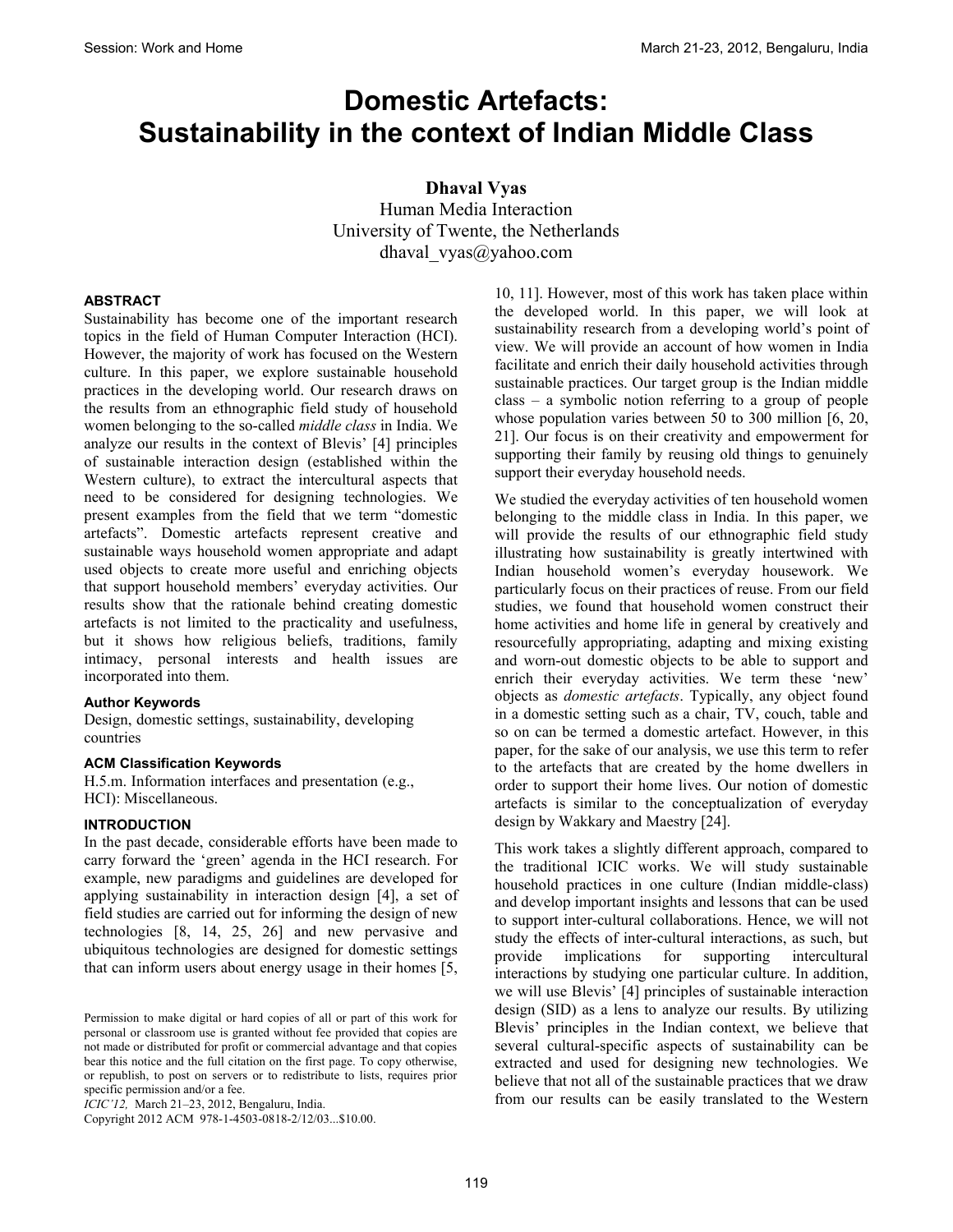# Domestic Artefacts: Sustainability in the context of Indian Middle Class

**Dhaval Vyas**
Human Media Interaction
University of Twente, the Netherlands
dhaval_vyas@yahoo.com

### ABSTRACT

Sustainability has become one of the important research topics in the field of Human Computer Interaction (HCI). However, the majority of work has focused on the Western culture. In this paper, we explore sustainable household practices in the developing world. Our research draws on the results from an ethnographic field study of household women belonging to the so-called *middle class* in India. We analyze our results in the context of Blevis' [4] principles of sustainable interaction design (established within the Western culture), to extract the intercultural aspects that need to be considered for designing technologies. We present examples from the field that we term "domestic artefacts". Domestic artefacts represent creative and sustainable ways household women appropriate and adapt used objects to create more useful and enriching objects that support household members' everyday activities. Our results show that the rationale behind creating domestic artefacts is not limited to the practicality and usefulness, but it shows how religious beliefs, traditions, family intimacy, personal interests and health issues are incorporated into them.

### Author Keywords

Design, domestic settings, sustainability, developing countries

### ACM Classification Keywords

H.5.m. Information interfaces and presentation (e.g., HCI): Miscellaneous.

### INTRODUCTION

In the past decade, considerable efforts have been made to carry forward the 'green' agenda in the HCI research. For example, new paradigms and guidelines are developed for applying sustainability in interaction design [4], a set of field studies are carried out for informing the design of new technologies [8, 14, 25, 26] and new pervasive and ubiquitous technologies are designed for domestic settings that can inform users about energy usage in their homes [5, 10, 11]. However, most of this work has taken place within the developed world. In this paper, we will look at sustainability research from a developing world's point of view. We will provide an account of how women in India facilitate and enrich their daily household activities through sustainable practices. Our target group is the Indian middle class – a symbolic notion referring to a group of people whose population varies between 50 to 300 million [6, 20, 21]. Our focus is on their creativity and empowerment for supporting their family by reusing old things to genuinely support their everyday household needs.

We studied the everyday activities of ten household women belonging to the middle class in India. In this paper, we will provide the results of our ethnographic field study illustrating how sustainability is greatly intertwined with Indian household women's everyday housework. We particularly focus on their practices of reuse. From our field studies, we found that household women construct their home activities and home life in general by creatively and resourcefully appropriating, adapting and mixing existing and worn-out domestic objects to be able to support and enrich their everyday activities. We term these 'new' objects as *domestic artefacts*. Typically, any object found in a domestic setting such as a chair, TV, couch, table and so on can be termed a domestic artefact. However, in this paper, for the sake of our analysis, we use this term to refer to the artefacts that are created by the home dwellers in order to support their home lives. Our notion of domestic artefacts is similar to the conceptualization of everyday design by Wakkary and Maestry [24].

This work takes a slightly different approach, compared to the traditional ICIC works. We will study sustainable household practices in one culture (Indian middle-class) and develop important insights and lessons that can be used to support inter-cultural collaborations. Hence, we will not study the effects of inter-cultural interactions, as such, but provide implications for supporting intercultural interactions by studying one particular culture. In addition, we will use Blevis' [4] principles of sustainable interaction design (SID) as a lens to analyze our results. By utilizing Blevis' principles in the Indian context, we believe that several cultural-specific aspects of sustainability can be extracted and used for designing new technologies. We believe that not all of the sustainable practices that we draw from our results can be easily translated to the Western

Permission to make digital or hard copies of all or part of this work for personal or classroom use is granted without fee provided that copies are not made or distributed for profit or commercial advantage and that copies bear this notice and the full citation on the first page. To copy otherwise, or republish, to post on servers or to redistribute to lists, requires prior specific permission and/or a fee.
*ICIC'12,* March 21–23, 2012, Bengaluru, India.
Copyright 2012 ACM 978-1-4503-0818-2/12/03...$10.00.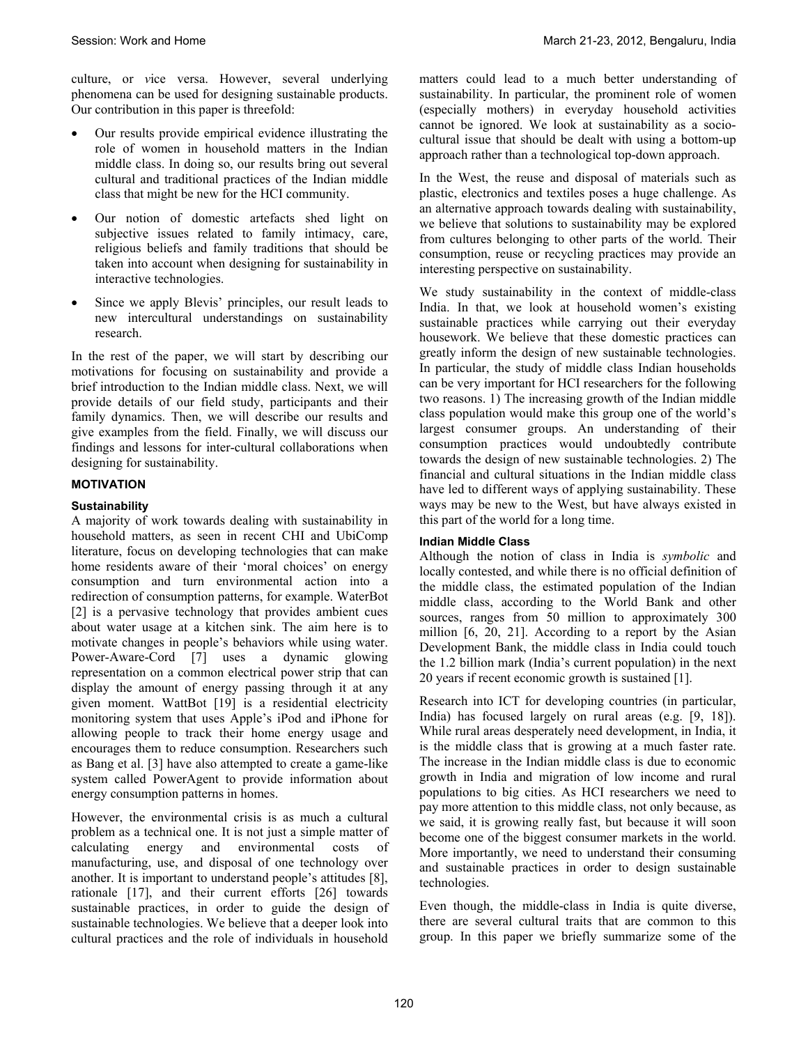culture, or *vi*ce versa. However, several underlying phenomena can be used for designing sustainable products. Our contribution in this paper is threefold:

- Our results provide empirical evidence illustrating the role of women in household matters in the Indian middle class. In doing so, our results bring out several cultural and traditional practices of the Indian middle class that might be new for the HCI community.
- Our notion of domestic artefacts shed light on subjective issues related to family intimacy, care, religious beliefs and family traditions that should be taken into account when designing for sustainability in interactive technologies.
- Since we apply Blevis' principles, our result leads to new intercultural understandings on sustainability research.

In the rest of the paper, we will start by describing our motivations for focusing on sustainability and provide a brief introduction to the Indian middle class. Next, we will provide details of our field study, participants and their family dynamics. Then, we will describe our results and give examples from the field. Finally, we will discuss our findings and lessons for inter-cultural collaborations when designing for sustainability.

## MOTIVATION

### Sustainability

A majority of work towards dealing with sustainability in household matters, as seen in recent CHI and UbiComp literature, focus on developing technologies that can make home residents aware of their 'moral choices' on energy consumption and turn environmental action into a redirection of consumption patterns, for example. WaterBot [2] is a pervasive technology that provides ambient cues about water usage at a kitchen sink. The aim here is to motivate changes in people's behaviors while using water. Power-Aware-Cord [7] uses a dynamic glowing representation on a common electrical power strip that can display the amount of energy passing through it at any given moment. WattBot [19] is a residential electricity monitoring system that uses Apple's iPod and iPhone for allowing people to track their home energy usage and encourages them to reduce consumption. Researchers such as Bang et al. [3] have also attempted to create a game-like system called PowerAgent to provide information about energy consumption patterns in homes.

However, the environmental crisis is as much a cultural problem as a technical one. It is not just a simple matter of calculating energy and environmental costs of manufacturing, use, and disposal of one technology over another. It is important to understand people's attitudes [8], rationale [17], and their current efforts [26] towards sustainable practices, in order to guide the design of sustainable technologies. We believe that a deeper look into cultural practices and the role of individuals in household matters could lead to a much better understanding of sustainability. In particular, the prominent role of women (especially mothers) in everyday household activities cannot be ignored. We look at sustainability as a socio-cultural issue that should be dealt with using a bottom-up approach rather than a technological top-down approach.

In the West, the reuse and disposal of materials such as plastic, electronics and textiles poses a huge challenge. As an alternative approach towards dealing with sustainability, we believe that solutions to sustainability may be explored from cultures belonging to other parts of the world. Their consumption, reuse or recycling practices may provide an interesting perspective on sustainability.

We study sustainability in the context of middle-class India. In that, we look at household women's existing sustainable practices while carrying out their everyday housework. We believe that these domestic practices can greatly inform the design of new sustainable technologies. In particular, the study of middle class Indian households can be very important for HCI researchers for the following two reasons. 1) The increasing growth of the Indian middle class population would make this group one of the world's largest consumer groups. An understanding of their consumption practices would undoubtedly contribute towards the design of new sustainable technologies. 2) The financial and cultural situations in the Indian middle class have led to different ways of applying sustainability. These ways may be new to the West, but have always existed in this part of the world for a long time.

### Indian Middle Class

Although the notion of class in India is *symbolic* and locally contested, and while there is no official definition of the middle class, the estimated population of the Indian middle class, according to the World Bank and other sources, ranges from 50 million to approximately 300 million [6, 20, 21]. According to a report by the Asian Development Bank, the middle class in India could touch the 1.2 billion mark (India's current population) in the next 20 years if recent economic growth is sustained [1].

Research into ICT for developing countries (in particular, India) has focused largely on rural areas (e.g. [9, 18]). While rural areas desperately need development, in India, it is the middle class that is growing at a much faster rate. The increase in the Indian middle class is due to economic growth in India and migration of low income and rural populations to big cities. As HCI researchers we need to pay more attention to this middle class, not only because, as we said, it is growing really fast, but because it will soon become one of the biggest consumer markets in the world. More importantly, we need to understand their consuming and sustainable practices in order to design sustainable technologies.

Even though, the middle-class in India is quite diverse, there are several cultural traits that are common to this group. In this paper we briefly summarize some of the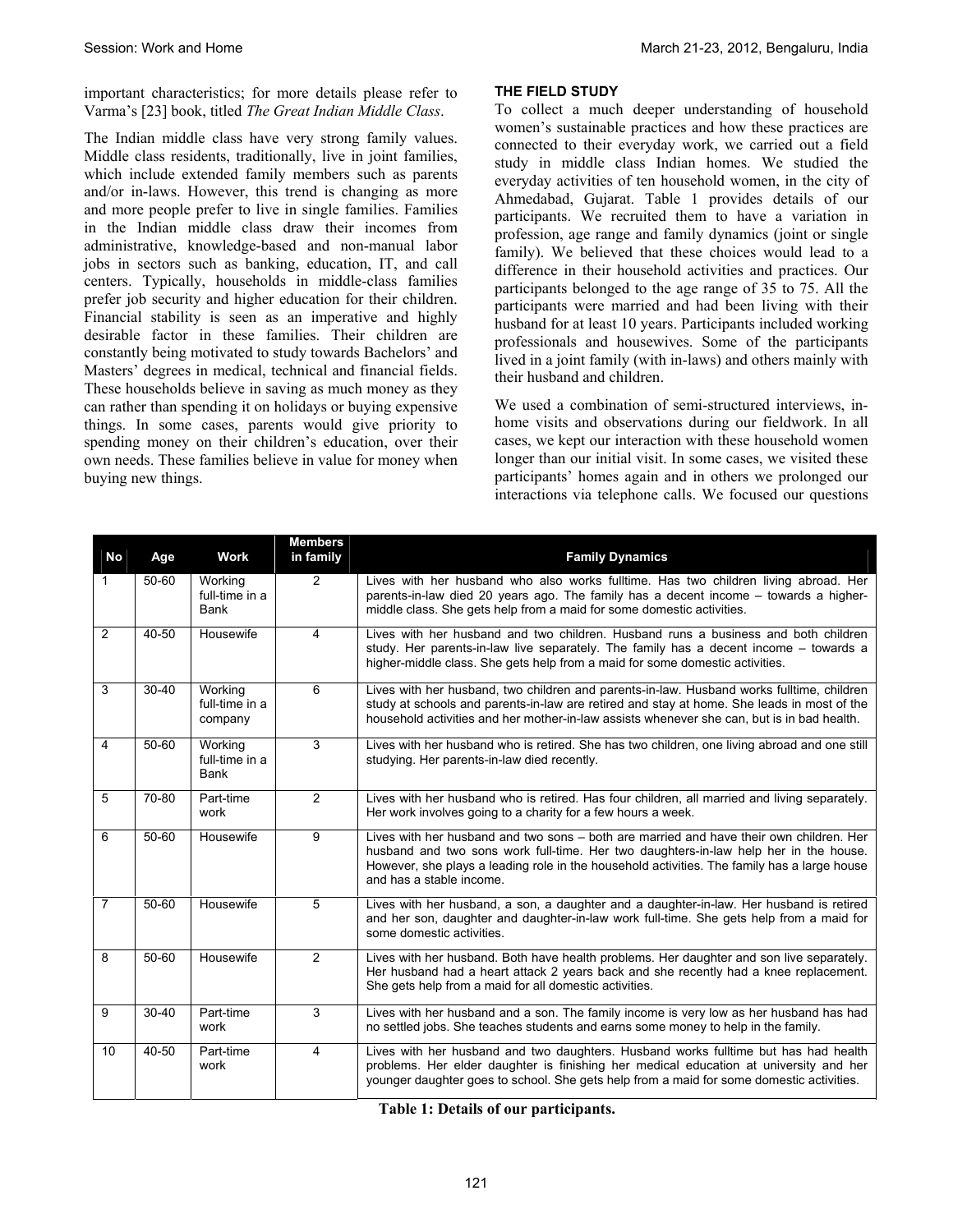important characteristics; for more details please refer to Varma's [23] book, titled *The Great Indian Middle Class*.

The Indian middle class have very strong family values. Middle class residents, traditionally, live in joint families, which include extended family members such as parents and/or in-laws. However, this trend is changing as more and more people prefer to live in single families. Families in the Indian middle class draw their incomes from administrative, knowledge-based and non-manual labor jobs in sectors such as banking, education, IT, and call centers. Typically, households in middle-class families prefer job security and higher education for their children. Financial stability is seen as an imperative and highly desirable factor in these families. Their children are constantly being motivated to study towards Bachelors' and Masters' degrees in medical, technical and financial fields. These households believe in saving as much money as they can rather than spending it on holidays or buying expensive things. In some cases, parents would give priority to spending money on their children's education, over their own needs. These families believe in value for money when buying new things.

## THE FIELD STUDY

To collect a much deeper understanding of household women's sustainable practices and how these practices are connected to their everyday work, we carried out a field study in middle class Indian homes. We studied the everyday activities of ten household women, in the city of Ahmedabad, Gujarat. Table 1 provides details of our participants. We recruited them to have a variation in profession, age range and family dynamics (joint or single family). We believed that these choices would lead to a difference in their household activities and practices. Our participants belonged to the age range of 35 to 75. All the participants were married and had been living with their husband for at least 10 years. Participants included working professionals and housewives. Some of the participants lived in a joint family (with in-laws) and others mainly with their husband and children.

We used a combination of semi-structured interviews, in-home visits and observations during our fieldwork. In all cases, we kept our interaction with these household women longer than our initial visit. In some cases, we visited these participants' homes again and in others we prolonged our interactions via telephone calls. We focused our questions

| No | Age | Work | Members in family | Family Dynamics |
|---|---|---|---|---|
| 1 | 50-60 | Working full-time in a Bank | 2 | Lives with her husband who also works fulltime. Has two children living abroad. Her parents-in-law died 20 years ago. The family has a decent income – towards a higher-middle class. She gets help from a maid for some domestic activities. |
| 2 | 40-50 | Housewife | 4 | Lives with her husband and two children. Husband runs a business and both children study. Her parents-in-law live separately. The family has a decent income – towards a higher-middle class. She gets help from a maid for some domestic activities. |
| 3 | 30-40 | Working full-time in a company | 6 | Lives with her husband, two children and parents-in-law. Husband works fulltime, children study at schools and parents-in-law are retired and stay at home. She leads in most of the household activities and her mother-in-law assists whenever she can, but is in bad health. |
| 4 | 50-60 | Working full-time in a Bank | 3 | Lives with her husband who is retired. She has two children, one living abroad and one still studying. Her parents-in-law died recently. |
| 5 | 70-80 | Part-time work | 2 | Lives with her husband who is retired. Has four children, all married and living separately. Her work involves going to a charity for a few hours a week. |
| 6 | 50-60 | Housewife | 9 | Lives with her husband and two sons – both are married and have their own children. Her husband and two sons work full-time. Her two daughters-in-law help her in the house. However, she plays a leading role in the household activities. The family has a large house and has a stable income. |
| 7 | 50-60 | Housewife | 5 | Lives with her husband, a son, a daughter and a daughter-in-law. Her husband is retired and her son, daughter and daughter-in-law work full-time. She gets help from a maid for some domestic activities. |
| 8 | 50-60 | Housewife | 2 | Lives with her husband. Both have health problems. Her daughter and son live separately. Her husband had a heart attack 2 years back and she recently had a knee replacement. She gets help from a maid for all domestic activities. |
| 9 | 30-40 | Part-time work | 3 | Lives with her husband and a son. The family income is very low as her husband has had no settled jobs. She teaches students and earns some money to help in the family. |
| 10 | 40-50 | Part-time work | 4 | Lives with her husband and two daughters. Husband works fulltime but has had health problems. Her elder daughter is finishing her medical education at university and her younger daughter goes to school. She gets help from a maid for some domestic activities. |

**Table 1: Details of our participants.**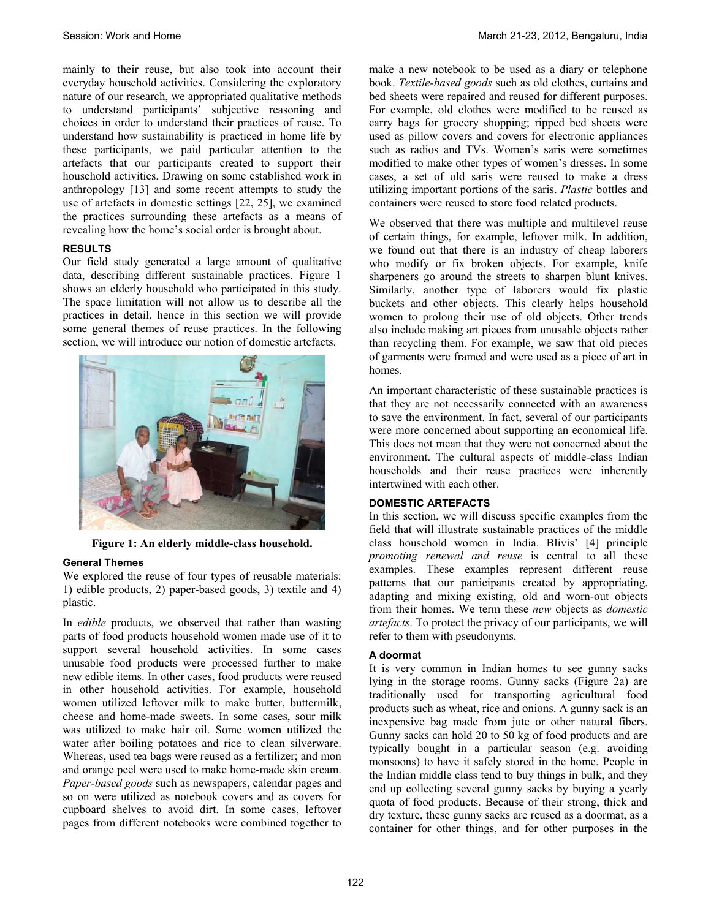mainly to their reuse, but also took into account their everyday household activities. Considering the exploratory nature of our research, we appropriated qualitative methods to understand participants' subjective reasoning and choices in order to understand their practices of reuse. To understand how sustainability is practiced in home life by these participants, we paid particular attention to the artefacts that our participants created to support their household activities. Drawing on some established work in anthropology [13] and some recent attempts to study the use of artefacts in domestic settings [22, 25], we examined the practices surrounding these artefacts as a means of revealing how the home's social order is brought about.

## RESULTS

Our field study generated a large amount of qualitative data, describing different sustainable practices. Figure 1 shows an elderly household who participated in this study. The space limitation will not allow us to describe all the practices in detail, hence in this section we will provide some general themes of reuse practices. In the following section, we will introduce our notion of domestic artefacts.

**Figure 1: An elderly middle-class household.**

### General Themes

We explored the reuse of four types of reusable materials: 1) edible products, 2) paper-based goods, 3) textile and 4) plastic.

In *edible* products, we observed that rather than wasting parts of food products household women made use of it to support several household activities. In some cases unusable food products were processed further to make new edible items. In other cases, food products were reused in other household activities. For example, household women utilized leftover milk to make butter, buttermilk, cheese and home-made sweets. In some cases, sour milk was utilized to make hair oil. Some women utilized the water after boiling potatoes and rice to clean silverware. Whereas, used tea bags were reused as a fertilizer; and mon and orange peel were used to make home-made skin cream. *Paper-based goods* such as newspapers, calendar pages and so on were utilized as notebook covers and as covers for cupboard shelves to avoid dirt. In some cases, leftover pages from different notebooks were combined together to make a new notebook to be used as a diary or telephone book. *Textile-based goods* such as old clothes, curtains and bed sheets were repaired and reused for different purposes. For example, old clothes were modified to be reused as carry bags for grocery shopping; ripped bed sheets were used as pillow covers and covers for electronic appliances such as radios and TVs. Women's saris were sometimes modified to make other types of women's dresses. In some cases, a set of old saris were reused to make a dress utilizing important portions of the saris. *Plastic* bottles and containers were reused to store food related products.

We observed that there was multiple and multilevel reuse of certain things, for example, leftover milk. In addition, we found out that there is an industry of cheap laborers who modify or fix broken objects. For example, knife sharpeners go around the streets to sharpen blunt knives. Similarly, another type of laborers would fix plastic buckets and other objects. This clearly helps household women to prolong their use of old objects. Other trends also include making art pieces from unusable objects rather than recycling them. For example, we saw that old pieces of garments were framed and were used as a piece of art in homes.

An important characteristic of these sustainable practices is that they are not necessarily connected with an awareness to save the environment. In fact, several of our participants were more concerned about supporting an economical life. This does not mean that they were not concerned about the environment. The cultural aspects of middle-class Indian households and their reuse practices were inherently intertwined with each other.

## DOMESTIC ARTEFACTS

In this section, we will discuss specific examples from the field that will illustrate sustainable practices of the middle class household women in India. Blivis' [4] principle *promoting renewal and reuse* is central to all these examples. These examples represent different reuse patterns that our participants created by appropriating, adapting and mixing existing, old and worn-out objects from their homes. We term these *new* objects as *domestic artefacts*. To protect the privacy of our participants, we will refer to them with pseudonyms.

### A doormat

It is very common in Indian homes to see gunny sacks lying in the storage rooms. Gunny sacks (Figure 2a) are traditionally used for transporting agricultural food products such as wheat, rice and onions. A gunny sack is an inexpensive bag made from jute or other natural fibers. Gunny sacks can hold 20 to 50 kg of food products and are typically bought in a particular season (e.g. avoiding monsoons) to have it safely stored in the home. People in the Indian middle class tend to buy things in bulk, and they end up collecting several gunny sacks by buying a yearly quota of food products. Because of their strong, thick and dry texture, these gunny sacks are reused as a doormat, as a container for other things, and for other purposes in the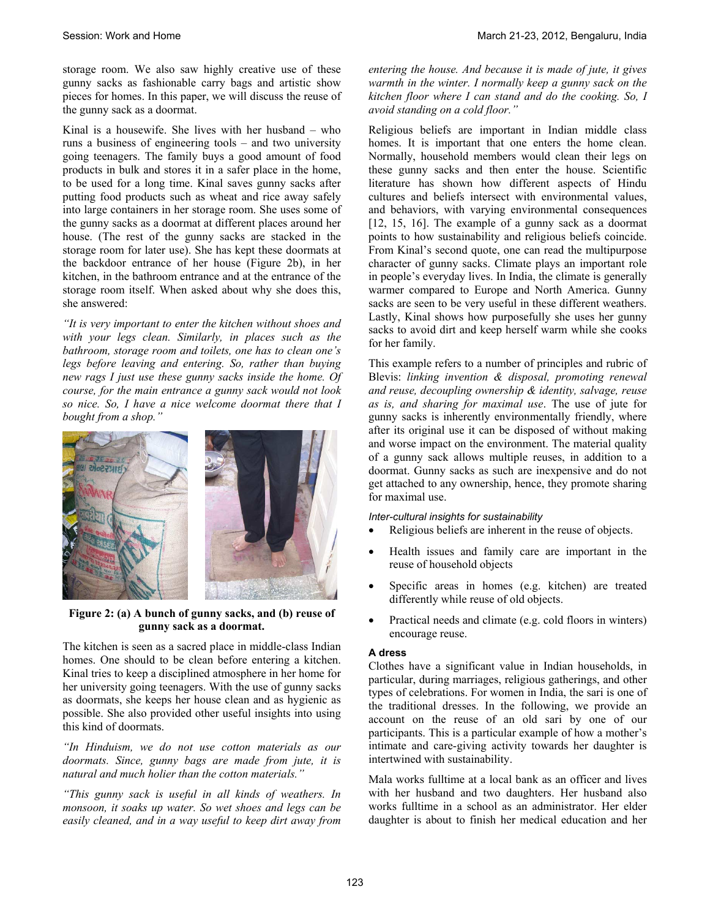storage room. We also saw highly creative use of these gunny sacks as fashionable carry bags and artistic show pieces for homes. In this paper, we will discuss the reuse of the gunny sack as a doormat.

Kinal is a housewife. She lives with her husband – who runs a business of engineering tools – and two university going teenagers. The family buys a good amount of food products in bulk and stores it in a safer place in the home, to be used for a long time. Kinal saves gunny sacks after putting food products such as wheat and rice away safely into large containers in her storage room. She uses some of the gunny sacks as a doormat at different places around her house. (The rest of the gunny sacks are stacked in the storage room for later use). She has kept these doormats at the backdoor entrance of her house (Figure 2b), in her kitchen, in the bathroom entrance and at the entrance of the storage room itself. When asked about why she does this, she answered:

*"It is very important to enter the kitchen without shoes and with your legs clean. Similarly, in places such as the bathroom, storage room and toilets, one has to clean one's legs before leaving and entering. So, rather than buying new rags I just use these gunny sacks inside the home. Of course, for the main entrance a gunny sack would not look so nice. So, I have a nice welcome doormat there that I bought from a shop."*

**Figure 2: (a) A bunch of gunny sacks, and (b) reuse of gunny sack as a doormat.**

The kitchen is seen as a sacred place in middle-class Indian homes. One should to be clean before entering a kitchen. Kinal tries to keep a disciplined atmosphere in her home for her university going teenagers. With the use of gunny sacks as doormats, she keeps her house clean and as hygienic as possible. She also provided other useful insights into using this kind of doormats.

*"In Hinduism, we do not use cotton materials as our doormats. Since, gunny bags are made from jute, it is natural and much holier than the cotton materials."*

*"This gunny sack is useful in all kinds of weathers. In monsoon, it soaks up water. So wet shoes and legs can be easily cleaned, and in a way useful to keep dirt away from entering the house. And because it is made of jute, it gives warmth in the winter. I normally keep a gunny sack on the kitchen floor where I can stand and do the cooking. So, I avoid standing on a cold floor."*

Religious beliefs are important in Indian middle class homes. It is important that one enters the home clean. Normally, household members would clean their legs on these gunny sacks and then enter the house. Scientific literature has shown how different aspects of Hindu cultures and beliefs intersect with environmental values, and behaviors, with varying environmental consequences [12, 15, 16]. The example of a gunny sack as a doormat points to how sustainability and religious beliefs coincide. From Kinal's second quote, one can read the multipurpose character of gunny sacks. Climate plays an important role in people's everyday lives. In India, the climate is generally warmer compared to Europe and North America. Gunny sacks are seen to be very useful in these different weathers. Lastly, Kinal shows how purposefully she uses her gunny sacks to avoid dirt and keep herself warm while she cooks for her family.

This example refers to a number of principles and rubric of Blevis: *linking invention & disposal, promoting renewal and reuse, decoupling ownership & identity, salvage, reuse as is, and sharing for maximal use*. The use of jute for gunny sacks is inherently environmentally friendly, where after its original use it can be disposed of without making and worse impact on the environment. The material quality of a gunny sack allows multiple reuses, in addition to a doormat. Gunny sacks as such are inexpensive and do not get attached to any ownership, hence, they promote sharing for maximal use.

*Inter-cultural insights for sustainability*

- Religious beliefs are inherent in the reuse of objects.
- Health issues and family care are important in the reuse of household objects
- Specific areas in homes (e.g. kitchen) are treated differently while reuse of old objects.
- Practical needs and climate (e.g. cold floors in winters) encourage reuse.

**A dress**

Clothes have a significant value in Indian households, in particular, during marriages, religious gatherings, and other types of celebrations. For women in India, the sari is one of the traditional dresses. In the following, we provide an account on the reuse of an old sari by one of our participants. This is a particular example of how a mother's intimate and care-giving activity towards her daughter is intertwined with sustainability.

Mala works fulltime at a local bank as an officer and lives with her husband and two daughters. Her husband also works fulltime in a school as an administrator. Her elder daughter is about to finish her medical education and her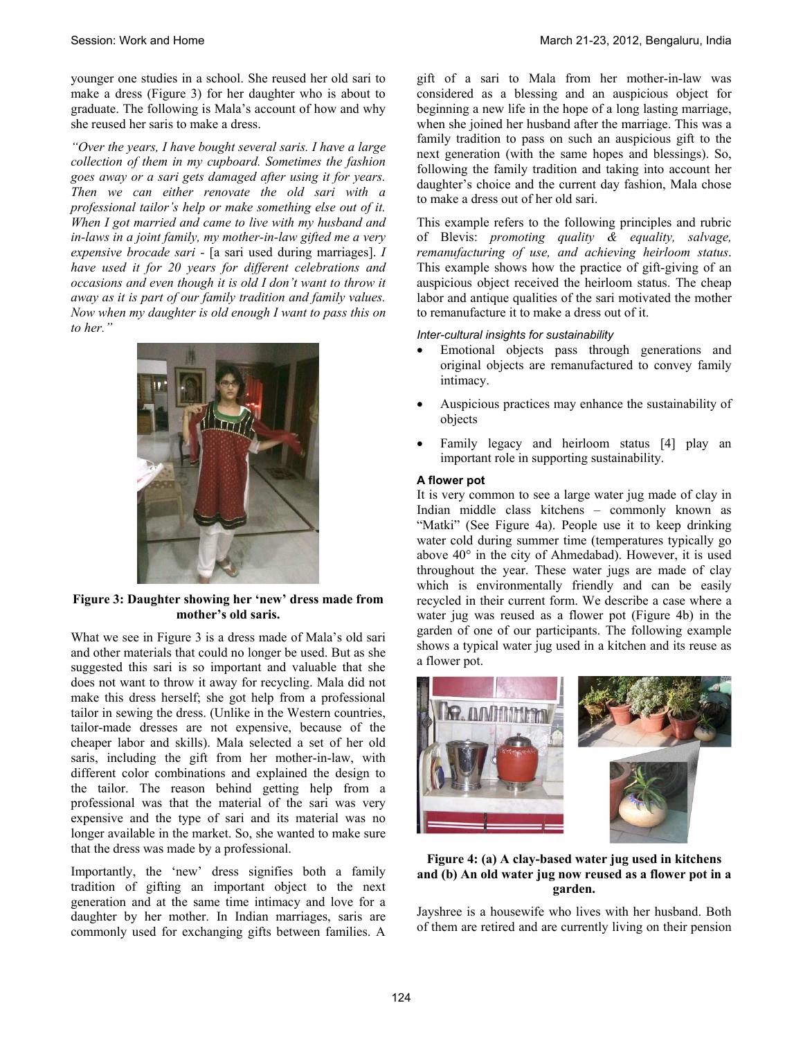younger one studies in a school. She reused her old sari to make a dress (Figure 3) for her daughter who is about to graduate. The following is Mala's account of how and why she reused her saris to make a dress.

*"Over the years, I have bought several saris. I have a large collection of them in my cupboard. Sometimes the fashion goes away or a sari gets damaged after using it for years. Then we can either renovate the old sari with a professional tailor's help or make something else out of it. When I got married and came to live with my husband and in-laws in a joint family, my mother-in-law gifted me a very expensive brocade sari* - [a sari used during marriages]. *I have used it for 20 years for different celebrations and occasions and even though it is old I don't want to throw it away as it is part of our family tradition and family values. Now when my daughter is old enough I want to pass this on to her."*

**Figure 3: Daughter showing her 'new' dress made from mother's old saris.**

What we see in Figure 3 is a dress made of Mala's old sari and other materials that could no longer be used. But as she suggested this sari is so important and valuable that she does not want to throw it away for recycling. Mala did not make this dress herself; she got help from a professional tailor in sewing the dress. (Unlike in the Western countries, tailor-made dresses are not expensive, because of the cheaper labor and skills). Mala selected a set of her old saris, including the gift from her mother-in-law, with different color combinations and explained the design to the tailor. The reason behind getting help from a professional was that the material of the sari was very expensive and the type of sari and its material was no longer available in the market. So, she wanted to make sure that the dress was made by a professional.

Importantly, the 'new' dress signifies both a family tradition of gifting an important object to the next generation and at the same time intimacy and love for a daughter by her mother. In Indian marriages, saris are commonly used for exchanging gifts between families. A gift of a sari to Mala from her mother-in-law was considered as a blessing and an auspicious object for beginning a new life in the hope of a long lasting marriage, when she joined her husband after the marriage. This was a family tradition to pass on such an auspicious gift to the next generation (with the same hopes and blessings). So, following the family tradition and taking into account her daughter's choice and the current day fashion, Mala chose to make a dress out of her old sari.

This example refers to the following principles and rubric of Blevis: *promoting quality & equality, salvage, remanufacturing of use, and achieving heirloom status*. This example shows how the practice of gift-giving of an auspicious object received the heirloom status. The cheap labor and antique qualities of the sari motivated the mother to remanufacture it to make a dress out of it.

*Inter-cultural insights for sustainability*

- Emotional objects pass through generations and original objects are remanufactured to convey family intimacy.
- Auspicious practices may enhance the sustainability of objects
- Family legacy and heirloom status [4] play an important role in supporting sustainability.

#### A flower pot

It is very common to see a large water jug made of clay in Indian middle class kitchens – commonly known as "Matki" (See Figure 4a). People use it to keep drinking water cold during summer time (temperatures typically go above 40° in the city of Ahmedabad). However, it is used throughout the year. These water jugs are made of clay which is environmentally friendly and can be easily recycled in their current form. We describe a case where a water jug was reused as a flower pot (Figure 4b) in the garden of one of our participants. The following example shows a typical water jug used in a kitchen and its reuse as a flower pot.

**Figure 4: (a) A clay-based water jug used in kitchens and (b) An old water jug now reused as a flower pot in a garden.**

Jayshree is a housewife who lives with her husband. Both of them are retired and are currently living on their pension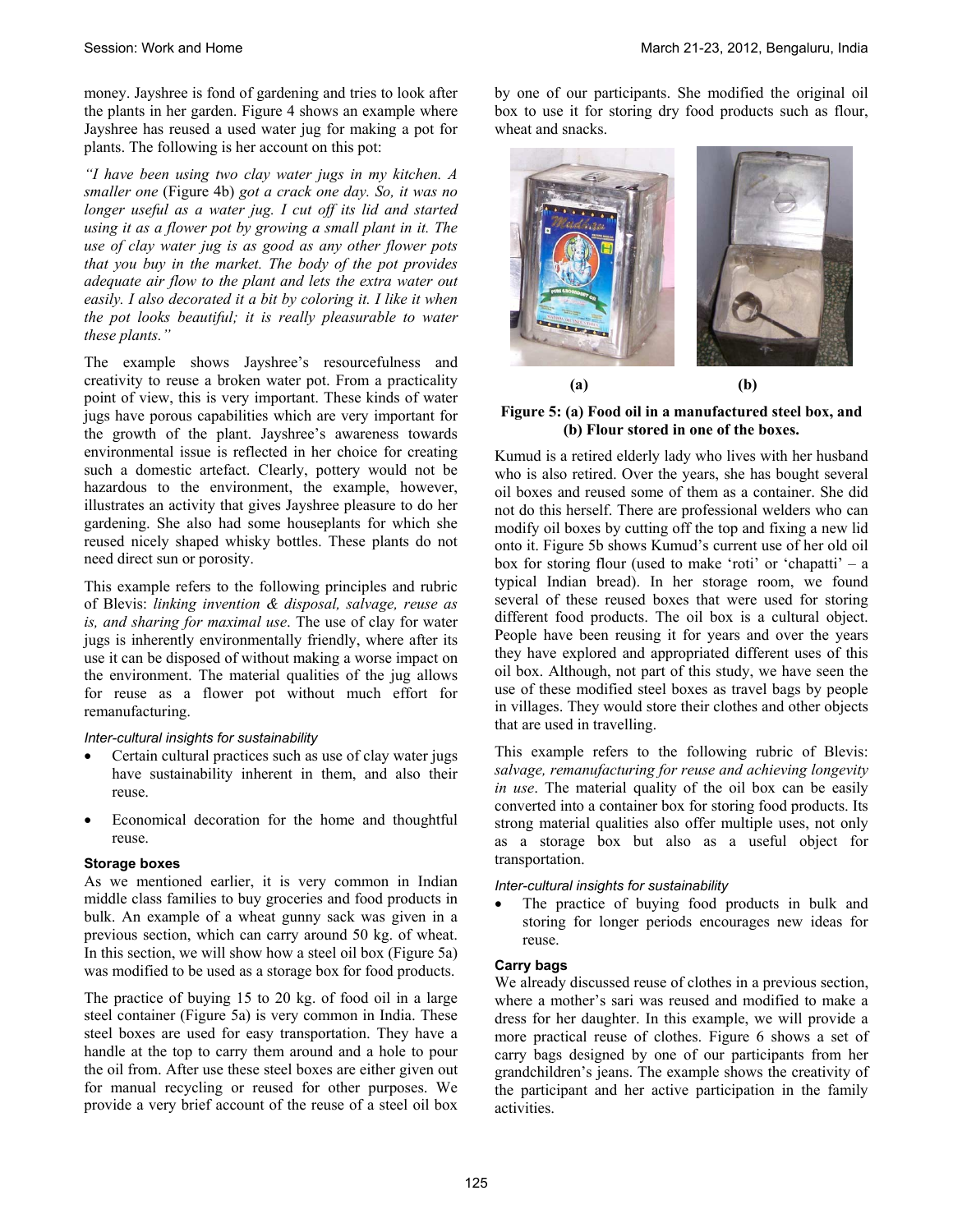money. Jayshree is fond of gardening and tries to look after the plants in her garden. Figure 4 shows an example where Jayshree has reused a used water jug for making a pot for plants. The following is her account on this pot:

*"I have been using two clay water jugs in my kitchen. A smaller one* (Figure 4b) *got a crack one day. So, it was no longer useful as a water jug. I cut off its lid and started using it as a flower pot by growing a small plant in it. The use of clay water jug is as good as any other flower pots that you buy in the market. The body of the pot provides adequate air flow to the plant and lets the extra water out easily. I also decorated it a bit by coloring it. I like it when the pot looks beautiful; it is really pleasurable to water these plants."*

The example shows Jayshree's resourcefulness and creativity to reuse a broken water pot. From a practicality point of view, this is very important. These kinds of water jugs have porous capabilities which are very important for the growth of the plant. Jayshree's awareness towards environmental issue is reflected in her choice for creating such a domestic artefact. Clearly, pottery would not be hazardous to the environment, the example, however, illustrates an activity that gives Jayshree pleasure to do her gardening. She also had some houseplants for which she reused nicely shaped whisky bottles. These plants do not need direct sun or porosity.

This example refers to the following principles and rubric of Blevis: *linking invention & disposal, salvage, reuse as is, and sharing for maximal use*. The use of clay for water jugs is inherently environmentally friendly, where after its use it can be disposed of without making a worse impact on the environment. The material qualities of the jug allows for reuse as a flower pot without much effort for remanufacturing.

*Inter-cultural insights for sustainability*

- Certain cultural practices such as use of clay water jugs have sustainability inherent in them, and also their reuse.
- Economical decoration for the home and thoughtful reuse.

**Storage boxes**

As we mentioned earlier, it is very common in Indian middle class families to buy groceries and food products in bulk. An example of a wheat gunny sack was given in a previous section, which can carry around 50 kg. of wheat. In this section, we will show how a steel oil box (Figure 5a) was modified to be used as a storage box for food products.

The practice of buying 15 to 20 kg. of food oil in a large steel container (Figure 5a) is very common in India. These steel boxes are used for easy transportation. They have a handle at the top to carry them around and a hole to pour the oil from. After use these steel boxes are either given out for manual recycling or reused for other purposes. We provide a very brief account of the reuse of a steel oil box by one of our participants. She modified the original oil box to use it for storing dry food products such as flour, wheat and snacks.

(a) (b)

**Figure 5: (a) Food oil in a manufactured steel box, and (b) Flour stored in one of the boxes.**

Kumud is a retired elderly lady who lives with her husband who is also retired. Over the years, she has bought several oil boxes and reused some of them as a container. She did not do this herself. There are professional welders who can modify oil boxes by cutting off the top and fixing a new lid onto it. Figure 5b shows Kumud's current use of her old oil box for storing flour (used to make 'roti' or 'chapatti' – a typical Indian bread). In her storage room, we found several of these reused boxes that were used for storing different food products. The oil box is a cultural object. People have been reusing it for years and over the years they have explored and appropriated different uses of this oil box. Although, not part of this study, we have seen the use of these modified steel boxes as travel bags by people in villages. They would store their clothes and other objects that are used in travelling.

This example refers to the following rubric of Blevis: *salvage, remanufacturing for reuse and achieving longevity in use*. The material quality of the oil box can be easily converted into a container box for storing food products. Its strong material qualities also offer multiple uses, not only as a storage box but also as a useful object for transportation.

*Inter-cultural insights for sustainability*

- The practice of buying food products in bulk and storing for longer periods encourages new ideas for reuse.

**Carry bags**

We already discussed reuse of clothes in a previous section, where a mother's sari was reused and modified to make a dress for her daughter. In this example, we will provide a more practical reuse of clothes. Figure 6 shows a set of carry bags designed by one of our participants from her grandchildren's jeans. The example shows the creativity of the participant and her active participation in the family activities.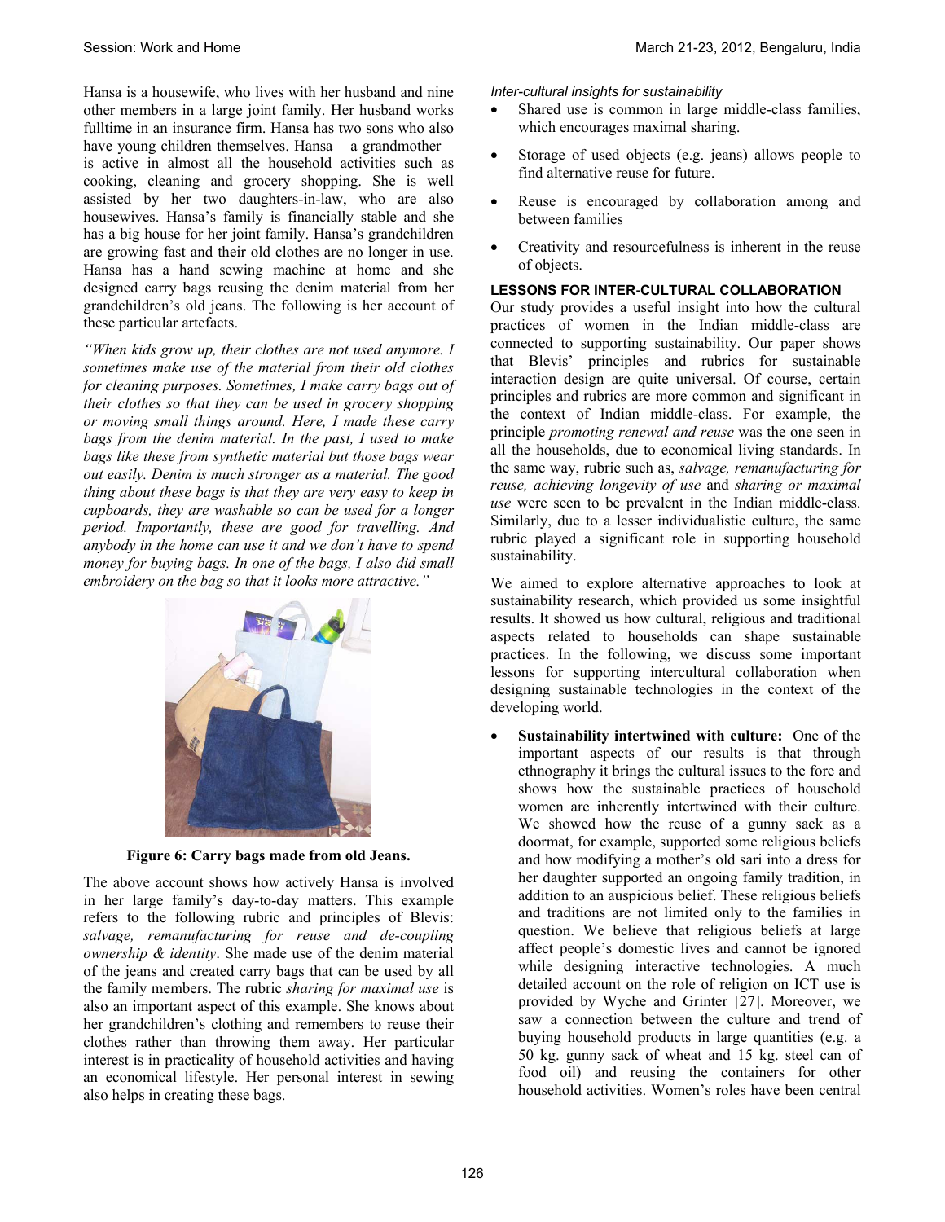Hansa is a housewife, who lives with her husband and nine other members in a large joint family. Her husband works fulltime in an insurance firm. Hansa has two sons who also have young children themselves. Hansa – a grandmother – is active in almost all the household activities such as cooking, cleaning and grocery shopping. She is well assisted by her two daughters-in-law, who are also housewives. Hansa's family is financially stable and she has a big house for her joint family. Hansa's grandchildren are growing fast and their old clothes are no longer in use. Hansa has a hand sewing machine at home and she designed carry bags reusing the denim material from her grandchildren's old jeans. The following is her account of these particular artefacts.

*"When kids grow up, their clothes are not used anymore. I sometimes make use of the material from their old clothes for cleaning purposes. Sometimes, I make carry bags out of their clothes so that they can be used in grocery shopping or moving small things around. Here, I made these carry bags from the denim material. In the past, I used to make bags like these from synthetic material but those bags wear out easily. Denim is much stronger as a material. The good thing about these bags is that they are very easy to keep in cupboards, they are washable so can be used for a longer period. Importantly, these are good for travelling. And anybody in the home can use it and we don't have to spend money for buying bags. In one of the bags, I also did small embroidery on the bag so that it looks more attractive."*

**Figure 6: Carry bags made from old Jeans.**

The above account shows how actively Hansa is involved in her large family's day-to-day matters. This example refers to the following rubric and principles of Blevis: *salvage, remanufacturing for reuse and de-coupling ownership & identity*. She made use of the denim material of the jeans and created carry bags that can be used by all the family members. The rubric *sharing for maximal use* is also an important aspect of this example. She knows about her grandchildren's clothing and remembers to reuse their clothes rather than throwing them away. Her particular interest is in practicality of household activities and having an economical lifestyle. Her personal interest in sewing also helps in creating these bags.

*Inter-cultural insights for sustainability*

- Shared use is common in large middle-class families, which encourages maximal sharing.
- Storage of used objects (e.g. jeans) allows people to find alternative reuse for future.
- Reuse is encouraged by collaboration among and between families
- Creativity and resourcefulness is inherent in the reuse of objects.

## LESSONS FOR INTER-CULTURAL COLLABORATION

Our study provides a useful insight into how the cultural practices of women in the Indian middle-class are connected to supporting sustainability. Our paper shows that Blevis' principles and rubrics for sustainable interaction design are quite universal. Of course, certain principles and rubrics are more common and significant in the context of Indian middle-class. For example, the principle *promoting renewal and reuse* was the one seen in all the households, due to economical living standards. In the same way, rubric such as, *salvage, remanufacturing for reuse, achieving longevity of use* and *sharing or maximal use* were seen to be prevalent in the Indian middle-class. Similarly, due to a lesser individualistic culture, the same rubric played a significant role in supporting household sustainability.

We aimed to explore alternative approaches to look at sustainability research, which provided us some insightful results. It showed us how cultural, religious and traditional aspects related to households can shape sustainable practices. In the following, we discuss some important lessons for supporting intercultural collaboration when designing sustainable technologies in the context of the developing world.

- **Sustainability intertwined with culture:** One of the important aspects of our results is that through ethnography it brings the cultural issues to the fore and shows how the sustainable practices of household women are inherently intertwined with their culture. We showed how the reuse of a gunny sack as a doormat, for example, supported some religious beliefs and how modifying a mother's old sari into a dress for her daughter supported an ongoing family tradition, in addition to an auspicious belief. These religious beliefs and traditions are not limited only to the families in question. We believe that religious beliefs at large affect people's domestic lives and cannot be ignored while designing interactive technologies. A much detailed account on the role of religion on ICT use is provided by Wyche and Grinter [27]. Moreover, we saw a connection between the culture and trend of buying household products in large quantities (e.g. a 50 kg. gunny sack of wheat and 15 kg. steel can of food oil) and reusing the containers for other household activities. Women's roles have been central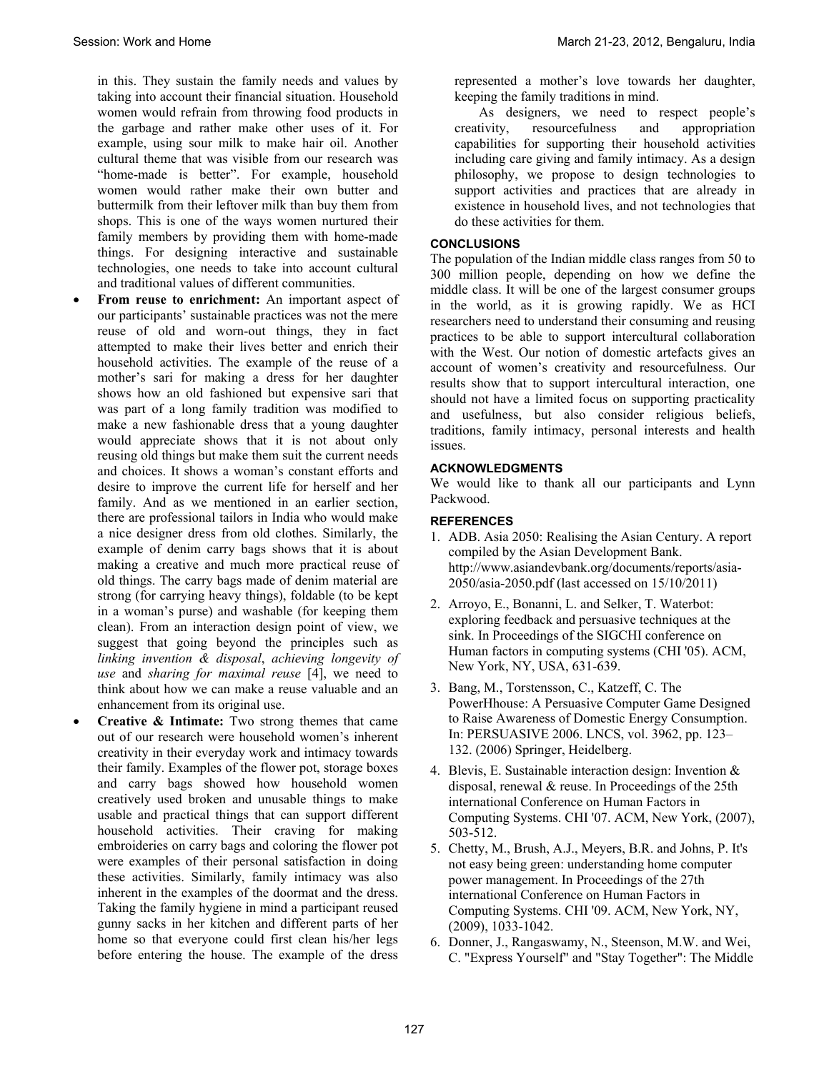in this. They sustain the family needs and values by taking into account their financial situation. Household women would refrain from throwing food products in the garbage and rather make other uses of it. For example, using sour milk to make hair oil. Another cultural theme that was visible from our research was "home-made is better". For example, household women would rather make their own butter and buttermilk from their leftover milk than buy them from shops. This is one of the ways women nurtured their family members by providing them with home-made things. For designing interactive and sustainable technologies, one needs to take into account cultural and traditional values of different communities.

- **From reuse to enrichment:** An important aspect of our participants' sustainable practices was not the mere reuse of old and worn-out things, they in fact attempted to make their lives better and enrich their household activities. The example of the reuse of a mother's sari for making a dress for her daughter shows how an old fashioned but expensive sari that was part of a long family tradition was modified to make a new fashionable dress that a young daughter would appreciate shows that it is not about only reusing old things but make them suit the current needs and choices. It shows a woman's constant efforts and desire to improve the current life for herself and her family. And as we mentioned in an earlier section, there are professional tailors in India who would make a nice designer dress from old clothes. Similarly, the example of denim carry bags shows that it is about making a creative and much more practical reuse of old things. The carry bags made of denim material are strong (for carrying heavy things), foldable (to be kept in a woman's purse) and washable (for keeping them clean). From an interaction design point of view, we suggest that going beyond the principles such as *linking invention & disposal*, *achieving longevity of use* and *sharing for maximal reuse* [4], we need to think about how we can make a reuse valuable and an enhancement from its original use.
- **Creative & Intimate:** Two strong themes that came out of our research were household women's inherent creativity in their everyday work and intimacy towards their family. Examples of the flower pot, storage boxes and carry bags showed how household women creatively used broken and unusable things to make usable and practical things that can support different household activities. Their craving for making embroideries on carry bags and coloring the flower pot were examples of their personal satisfaction in doing these activities. Similarly, family intimacy was also inherent in the examples of the doormat and the dress. Taking the family hygiene in mind a participant reused gunny sacks in her kitchen and different parts of her home so that everyone could first clean his/her legs before entering the house. The example of the dress represented a mother's love towards her daughter, keeping the family traditions in mind.

  As designers, we need to respect people's creativity, resourcefulness and appropriation capabilities for supporting their household activities including care giving and family intimacy. As a design philosophy, we propose to design technologies to support activities and practices that are already in existence in household lives, and not technologies that do these activities for them.

## CONCLUSIONS

The population of the Indian middle class ranges from 50 to 300 million people, depending on how we define the middle class. It will be one of the largest consumer groups in the world, as it is growing rapidly. We as HCI researchers need to understand their consuming and reusing practices to be able to support intercultural collaboration with the West. Our notion of domestic artefacts gives an account of women's creativity and resourcefulness. Our results show that to support intercultural interaction, one should not have a limited focus on supporting practicality and usefulness, but also consider religious beliefs, traditions, family intimacy, personal interests and health issues.

## ACKNOWLEDGMENTS

We would like to thank all our participants and Lynn Packwood.

## REFERENCES

1. ADB. Asia 2050: Realising the Asian Century. A report compiled by the Asian Development Bank. http://www.asiandevbank.org/documents/reports/asia-2050/asia-2050.pdf (last accessed on 15/10/2011)
2. Arroyo, E., Bonanni, L. and Selker, T. Waterbot: exploring feedback and persuasive techniques at the sink. In Proceedings of the SIGCHI conference on Human factors in computing systems (CHI '05). ACM, New York, NY, USA, 631-639.
3. Bang, M., Torstensson, C., Katzeff, C. The PowerHhouse: A Persuasive Computer Game Designed to Raise Awareness of Domestic Energy Consumption. In: PERSUASIVE 2006. LNCS, vol. 3962, pp. 123–132. (2006) Springer, Heidelberg.
4. Blevis, E. Sustainable interaction design: Invention & disposal, renewal & reuse. In Proceedings of the 25th international Conference on Human Factors in Computing Systems. CHI '07. ACM, New York, (2007), 503-512.
5. Chetty, M., Brush, A.J., Meyers, B.R. and Johns, P. It's not easy being green: understanding home computer power management. In Proceedings of the 27th international Conference on Human Factors in Computing Systems. CHI '09. ACM, New York, NY, (2009), 1033-1042.
6. Donner, J., Rangaswamy, N., Steenson, M.W. and Wei, C. "Express Yourself" and "Stay Together": The Middle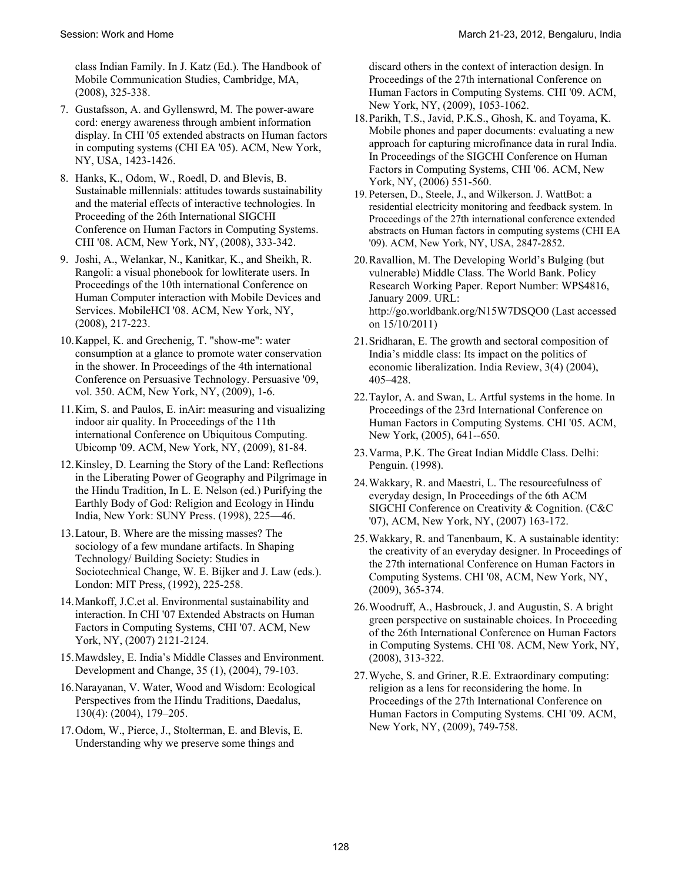class Indian Family. In J. Katz (Ed.). The Handbook of Mobile Communication Studies, Cambridge, MA, (2008), 325-338.

7. Gustafsson, A. and Gyllenswrd, M. The power-aware cord: energy awareness through ambient information display. In CHI '05 extended abstracts on Human factors in computing systems (CHI EA '05). ACM, New York, NY, USA, 1423-1426.
8. Hanks, K., Odom, W., Roedl, D. and Blevis, B. Sustainable millennials: attitudes towards sustainability and the material effects of interactive technologies. In Proceeding of the 26th International SIGCHI Conference on Human Factors in Computing Systems. CHI '08. ACM, New York, NY, (2008), 333-342.
9. Joshi, A., Welankar, N., Kanitkar, K., and Sheikh, R. Rangoli: a visual phonebook for lowliterate users. In Proceedings of the 10th international Conference on Human Computer interaction with Mobile Devices and Services. MobileHCI '08. ACM, New York, NY, (2008), 217-223.
10. Kappel, K. and Grechenig, T. "show-me": water consumption at a glance to promote water conservation in the shower. In Proceedings of the 4th international Conference on Persuasive Technology. Persuasive '09, vol. 350. ACM, New York, NY, (2009), 1-6.
11. Kim, S. and Paulos, E. inAir: measuring and visualizing indoor air quality. In Proceedings of the 11th international Conference on Ubiquitous Computing. Ubicomp '09. ACM, New York, NY, (2009), 81-84.
12. Kinsley, D. Learning the Story of the Land: Reflections in the Liberating Power of Geography and Pilgrimage in the Hindu Tradition, In L. E. Nelson (ed.) Purifying the Earthly Body of God: Religion and Ecology in Hindu India, New York: SUNY Press. (1998), 225—46.
13. Latour, B. Where are the missing masses? The sociology of a few mundane artifacts. In Shaping Technology/ Building Society: Studies in Sociotechnical Change, W. E. Bijker and J. Law (eds.). London: MIT Press, (1992), 225-258.
14. Mankoff, J.C.et al. Environmental sustainability and interaction. In CHI '07 Extended Abstracts on Human Factors in Computing Systems, CHI '07. ACM, New York, NY, (2007) 2121-2124.
15. Mawdsley, E. India's Middle Classes and Environment. Development and Change, 35 (1), (2004), 79-103.
16. Narayanan, V. Water, Wood and Wisdom: Ecological Perspectives from the Hindu Traditions, Daedalus, 130(4): (2004), 179–205.
17. Odom, W., Pierce, J., Stolterman, E. and Blevis, E. Understanding why we preserve some things and discard others in the context of interaction design. In Proceedings of the 27th international Conference on Human Factors in Computing Systems. CHI '09. ACM, New York, NY, (2009), 1053-1062.
18. Parikh, T.S., Javid, P.K.S., Ghosh, K. and Toyama, K. Mobile phones and paper documents: evaluating a new approach for capturing microfinance data in rural India. In Proceedings of the SIGCHI Conference on Human Factors in Computing Systems, CHI '06. ACM, New York, NY, (2006) 551-560.
19. Petersen, D., Steele, J., and Wilkerson. J. WattBot: a residential electricity monitoring and feedback system. In Proceedings of the 27th international conference extended abstracts on Human factors in computing systems (CHI EA '09). ACM, New York, NY, USA, 2847-2852.
20. Ravallion, M. The Developing World's Bulging (but vulnerable) Middle Class. The World Bank. Policy Research Working Paper. Report Number: WPS4816, January 2009. URL: http://go.worldbank.org/N15W7DSQO0 (Last accessed on 15/10/2011)
21. Sridharan, E. The growth and sectoral composition of India's middle class: Its impact on the politics of economic liberalization. India Review, 3(4) (2004), 405–428.
22. Taylor, A. and Swan, L. Artful systems in the home. In Proceedings of the 23rd International Conference on Human Factors in Computing Systems. CHI '05. ACM, New York, (2005), 641--650.
23. Varma, P.K. The Great Indian Middle Class. Delhi: Penguin. (1998).
24. Wakkary, R. and Maestri, L. The resourcefulness of everyday design, In Proceedings of the 6th ACM SIGCHI Conference on Creativity & Cognition. (C&C '07), ACM, New York, NY, (2007) 163-172.
25. Wakkary, R. and Tanenbaum, K. A sustainable identity: the creativity of an everyday designer. In Proceedings of the 27th international Conference on Human Factors in Computing Systems. CHI '08, ACM, New York, NY, (2009), 365-374.
26. Woodruff, A., Hasbrouck, J. and Augustin, S. A bright green perspective on sustainable choices. In Proceeding of the 26th International Conference on Human Factors in Computing Systems. CHI '08. ACM, New York, NY, (2008), 313-322.
27. Wyche, S. and Griner, R.E. Extraordinary computing: religion as a lens for reconsidering the home. In Proceedings of the 27th International Conference on Human Factors in Computing Systems. CHI '09. ACM, New York, NY, (2009), 749-758.